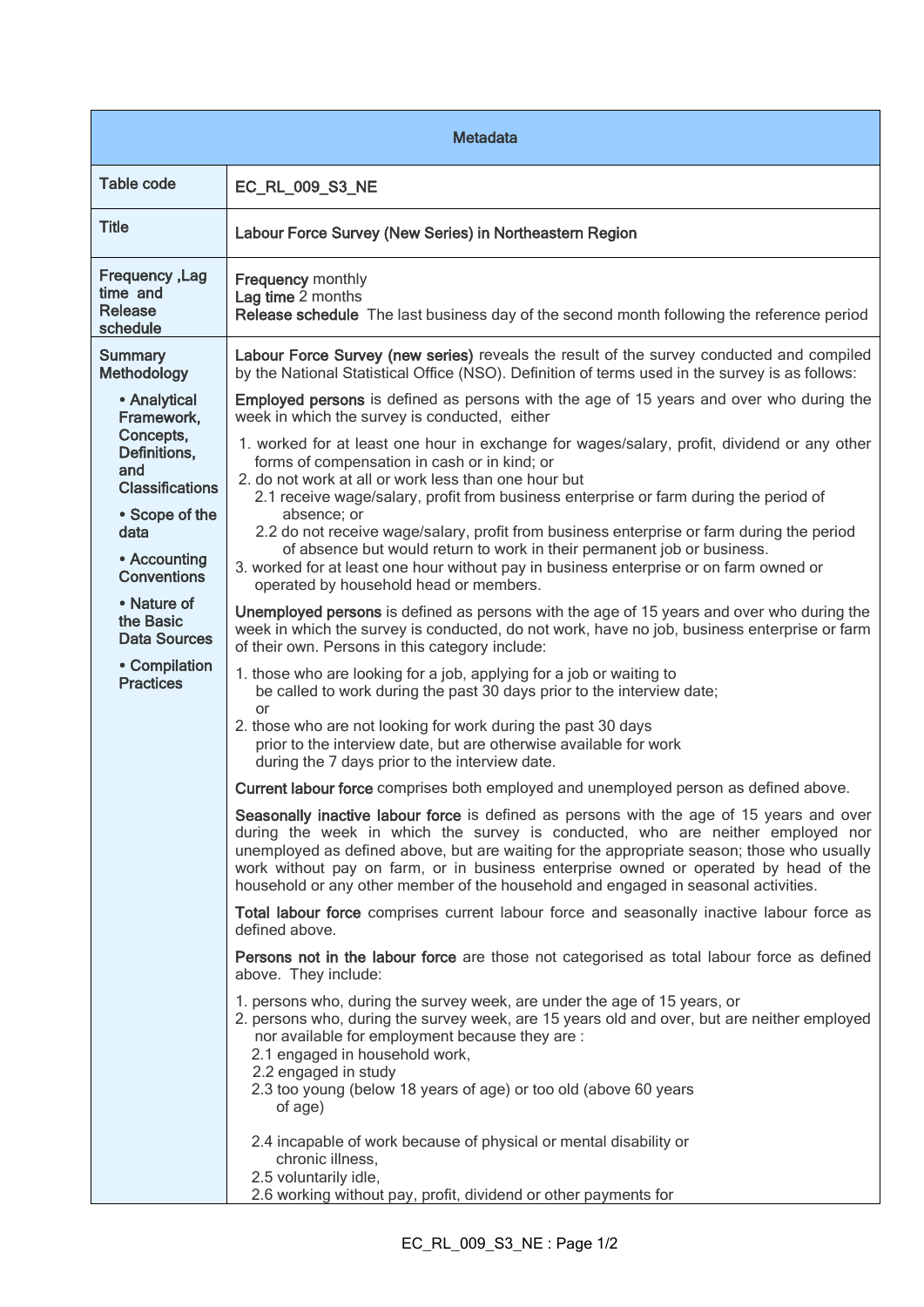| Metadata | |
|---|---|
| Table code | EC_RL_009_S3_NE |
| Title | Labour Force Survey (New Series) in Northeastern Region |
| Frequency ,Lag time and Release schedule | **Frequency** monthly<br>**Lag time** 2 months<br>**Release schedule** The last business day of the second month following the reference period |
| Summary Methodology<br><br>• Analytical Framework, Concepts, Definitions, and Classifications<br><br>• Scope of the data<br><br>• Accounting Conventions<br><br>• Nature of the Basic Data Sources<br><br>• Compilation Practices | **Labour Force Survey (new series)** reveals the result of the survey conducted and compiled by the National Statistical Office (NSO). Definition of terms used in the survey is as follows:<br><br>**Employed persons** is defined as persons with the age of 15 years and over who during the week in which the survey is conducted, either<br>1. worked for at least one hour in exchange for wages/salary, profit, dividend or any other forms of compensation in cash or in kind; or<br>2. do not work at all or work less than one hour but<br>2.1 receive wage/salary, profit from business enterprise or farm during the period of absence; or<br>2.2 do not receive wage/salary, profit from business enterprise or farm during the period of absence but would return to work in their permanent job or business.<br>3. worked for at least one hour without pay in business enterprise or on farm owned or operated by household head or members.<br><br>**Unemployed persons** is defined as persons with the age of 15 years and over who during the week in which the survey is conducted, do not work, have no job, business enterprise or farm of their own. Persons in this category include:<br>1. those who are looking for a job, applying for a job or waiting to be called to work during the past 30 days prior to the interview date; or<br>2. those who are not looking for work during the past 30 days prior to the interview date, but are otherwise available for work during the 7 days prior to the interview date.<br><br>**Current labour force** comprises both employed and unemployed person as defined above.<br><br>**Seasonally inactive labour force** is defined as persons with the age of 15 years and over during the week in which the survey is conducted, who are neither employed nor unemployed as defined above, but are waiting for the appropriate season; those who usually work without pay on farm, or in business enterprise owned or operated by head of the household or any other member of the household and engaged in seasonal activities.<br><br>**Total labour force** comprises current labour force and seasonally inactive labour force as defined above.<br><br>**Persons not in the labour force** are those not categorised as total labour force as defined above. They include:<br>1. persons who, during the survey week, are under the age of 15 years, or<br>2. persons who, during the survey week, are 15 years old and over, but are neither employed nor available for employment because they are :<br>2.1 engaged in household work,<br>2.2 engaged in study<br>2.3 too young (below 18 years of age) or too old (above 60 years of age)<br>2.4 incapable of work because of physical or mental disability or chronic illness,<br>2.5 voluntarily idle,<br>2.6 working without pay, profit, dividend or other payments for |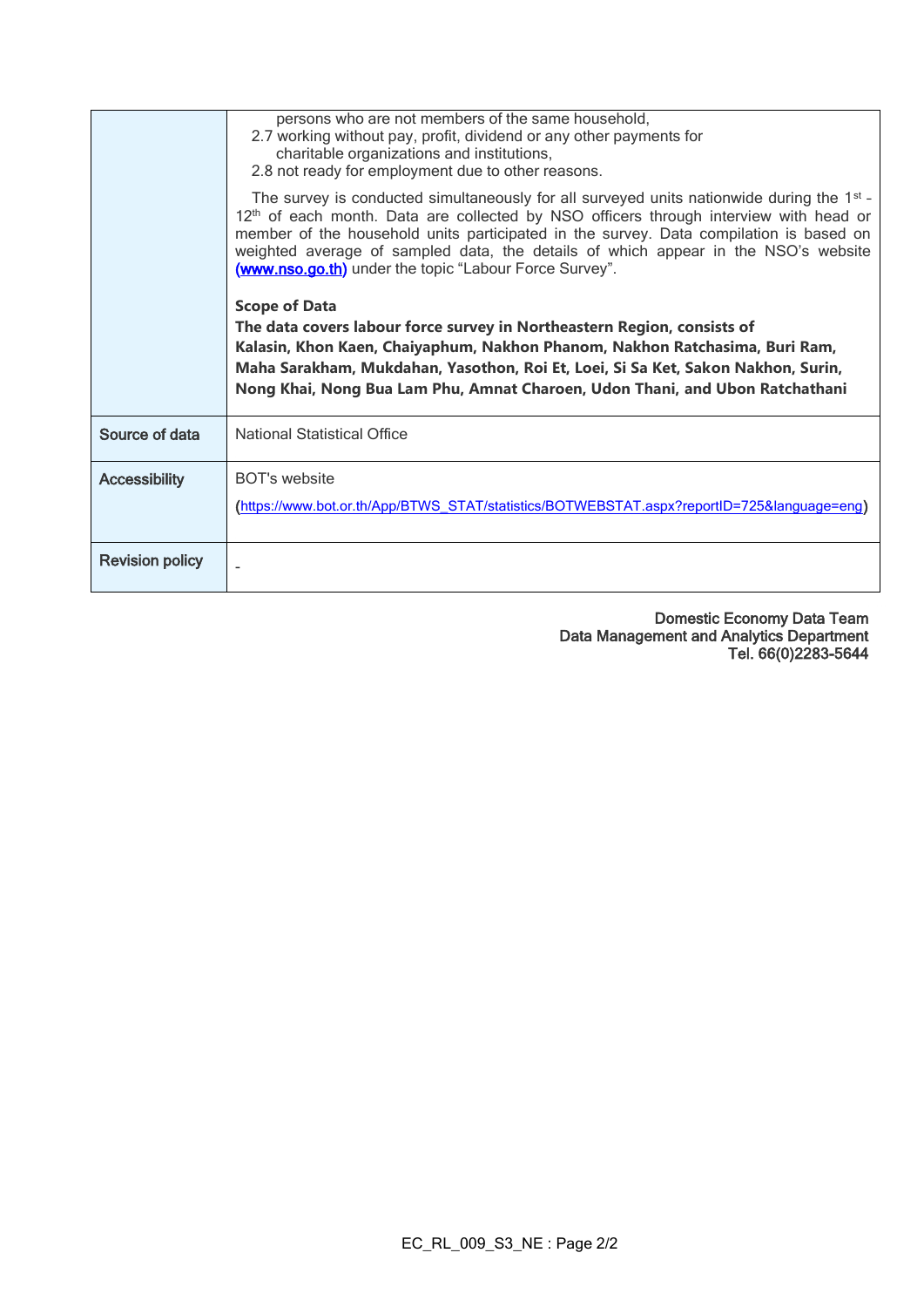| | |
|---|---|
| | persons who are not members of the same household,<br>2.7 working without pay, profit, dividend or any other payments for charitable organizations and institutions,<br>2.8 not ready for employment due to other reasons.<br><br>The survey is conducted simultaneously for all surveyed units nationwide during the 1st – 12th of each month. Data are collected by NSO officers through interview with head or member of the household units participated in the survey. Data compilation is based on weighted average of sampled data, the details of which appear in the NSO's website **(www.nso.go.th)** under the topic "Labour Force Survey".<br><br>**Scope of Data**<br>**The data covers labour force survey in Northeastern Region, consists of Kalasin, Khon Kaen, Chaiyaphum, Nakhon Phanom, Nakhon Ratchasima, Buri Ram, Maha Sarakham, Mukdahan, Yasothon, Roi Et, Loei, Si Sa Ket, Sakon Nakhon, Surin, Nong Khai, Nong Bua Lam Phu, Amnat Charoen, Udon Thani, and Ubon Ratchathani** |
| Source of data | National Statistical Office |
| Accessibility | BOT's website<br>(https://www.bot.or.th/App/BTWS_STAT/statistics/BOTWEBSTAT.aspx?reportID=725&language=eng) |
| Revision policy | - |

Domestic Economy Data Team
Data Management and Analytics Department
Tel. 66(0)2283-5644